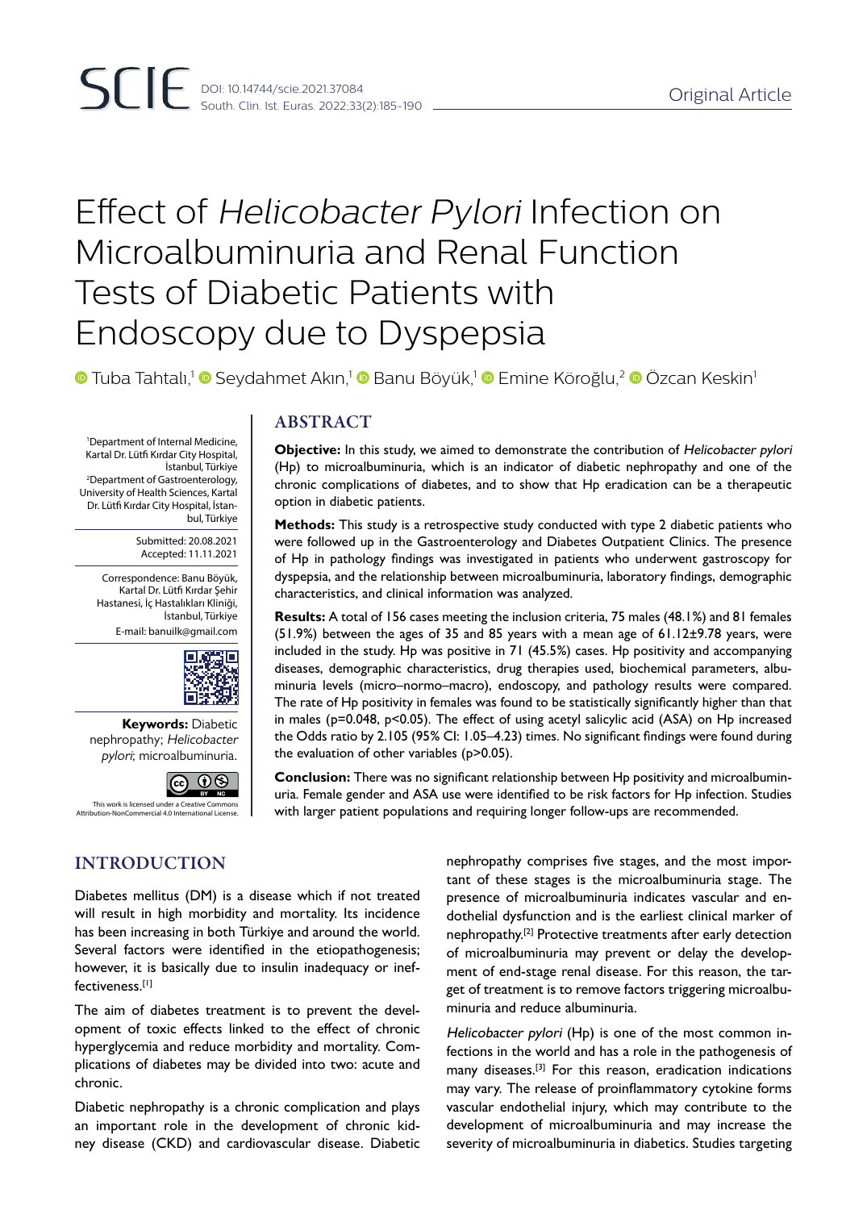Original Article

# Effect of *Helicobacter Pylori* Infection on Microalbuminuria and Renal Function Tests of Diabetic Patients with Endoscopy due to Dyspepsia

Tuba Tahtalı,[1] Seydahmet Akın,[1] Banu Böyük,[1] Emine Köroğlu,[2] Özcan Keskin[1]

[1]Department of Internal Medicine, Kartal Dr. Lütfi Kırdar City Hospital, İstanbul, Türkiye
[2]Department of Gastroenterology, University of Health Sciences, Kartal Dr. Lütfi Kırdar City Hospital, İstanbul, Türkiye

Submitted: 20.08.2021
Accepted: 11.11.2021

Correspondence: Banu Böyük, Kartal Dr. Lütfi Kırdar Şehir Hastanesi, İç Hastalıkları Kliniği, İstanbul, Türkiye
E-mail: banuilk@gmail.com

**Keywords:** Diabetic nephropathy; *Helicobacter pylori*; microalbuminuria.

This work is licensed under a Creative Commons Attribution-NonCommercial 4.0 International License.

## ABSTRACT

**Objective:** In this study, we aimed to demonstrate the contribution of *Helicobacter pylori* (Hp) to microalbuminuria, which is an indicator of diabetic nephropathy and one of the chronic complications of diabetes, and to show that Hp eradication can be a therapeutic option in diabetic patients.

**Methods:** This study is a retrospective study conducted with type 2 diabetic patients who were followed up in the Gastroenterology and Diabetes Outpatient Clinics. The presence of Hp in pathology findings was investigated in patients who underwent gastroscopy for dyspepsia, and the relationship between microalbuminuria, laboratory findings, demographic characteristics, and clinical information was analyzed.

**Results:** A total of 156 cases meeting the inclusion criteria, 75 males (48.1%) and 81 females (51.9%) between the ages of 35 and 85 years with a mean age of 61.12±9.78 years, were included in the study. Hp was positive in 71 (45.5%) cases. Hp positivity and accompanying diseases, demographic characteristics, drug therapies used, biochemical parameters, albuminuria levels (micro–normo–macro), endoscopy, and pathology results were compared. The rate of Hp positivity in females was found to be statistically significantly higher than that in males ($p=0.048$, $p<0.05$). The effect of using acetyl salicylic acid (ASA) on Hp increased the Odds ratio by 2.105 (95% CI: 1.05–4.23) times. No significant findings were found during the evaluation of other variables ($p>0.05$).

**Conclusion:** There was no significant relationship between Hp positivity and microalbuminuria. Female gender and ASA use were identified to be risk factors for Hp infection. Studies with larger patient populations and requiring longer follow-ups are recommended.

## INTRODUCTION

Diabetes mellitus (DM) is a disease which if not treated will result in high morbidity and mortality. Its incidence has been increasing in both Türkiye and around the world. Several factors were identified in the etiopathogenesis; however, it is basically due to insulin inadequacy or ineffectiveness.[1]

The aim of diabetes treatment is to prevent the development of toxic effects linked to the effect of chronic hyperglycemia and reduce morbidity and mortality. Complications of diabetes may be divided into two: acute and chronic.

Diabetic nephropathy is a chronic complication and plays an important role in the development of chronic kidney disease (CKD) and cardiovascular disease. Diabetic nephropathy comprises five stages, and the most important of these stages is the microalbuminuria stage. The presence of microalbuminuria indicates vascular and endothelial dysfunction and is the earliest clinical marker of nephropathy.[2] Protective treatments after early detection of microalbuminuria may prevent or delay the development of end-stage renal disease. For this reason, the target of treatment is to remove factors triggering microalbuminuria and reduce albuminuria.

*Helicobacter pylori* (Hp) is one of the most common infections in the world and has a role in the pathogenesis of many diseases.[3] For this reason, eradication indications may vary. The release of proinflammatory cytokine forms vascular endothelial injury, which may contribute to the development of microalbuminuria and may increase the severity of microalbuminuria in diabetics. Studies targeting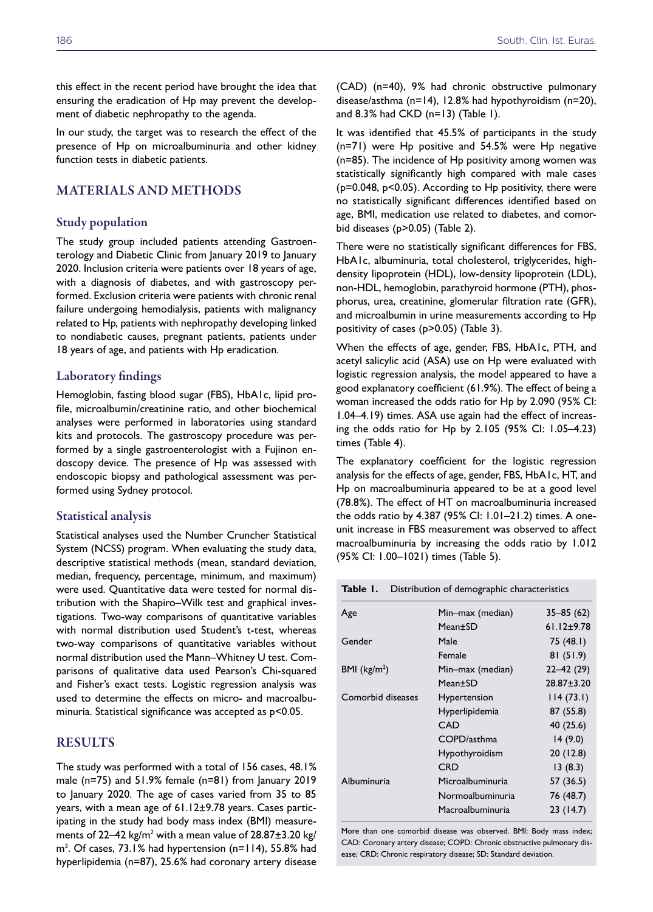this effect in the recent period have brought the idea that ensuring the eradication of Hp may prevent the development of diabetic nephropathy to the agenda.

In our study, the target was to research the effect of the presence of Hp on microalbuminuria and other kidney function tests in diabetic patients.

## MATERIALS AND METHODS

### Study population

The study group included patients attending Gastroenterology and Diabetic Clinic from January 2019 to January 2020. Inclusion criteria were patients over 18 years of age, with a diagnosis of diabetes, and with gastroscopy performed. Exclusion criteria were patients with chronic renal failure undergoing hemodialysis, patients with malignancy related to Hp, patients with nephropathy developing linked to nondiabetic causes, pregnant patients, patients under 18 years of age, and patients with Hp eradication.

### Laboratory findings

Hemoglobin, fasting blood sugar (FBS), HbA1c, lipid profile, microalbumin/creatinine ratio, and other biochemical analyses were performed in laboratories using standard kits and protocols. The gastroscopy procedure was performed by a single gastroenterologist with a Fujinon endoscopy device. The presence of Hp was assessed with endoscopic biopsy and pathological assessment was performed using Sydney protocol.

### Statistical analysis

Statistical analyses used the Number Cruncher Statistical System (NCSS) program. When evaluating the study data, descriptive statistical methods (mean, standard deviation, median, frequency, percentage, minimum, and maximum) were used. Quantitative data were tested for normal distribution with the Shapiro–Wilk test and graphical investigations. Two-way comparisons of quantitative variables with normal distribution used Student's t-test, whereas two-way comparisons of quantitative variables without normal distribution used the Mann–Whitney U test. Comparisons of qualitative data used Pearson's Chi-squared and Fisher's exact tests. Logistic regression analysis was used to determine the effects on micro- and macroalbuminuria. Statistical significance was accepted as $p<0.05$.

## RESULTS

The study was performed with a total of 156 cases, 48.1% male (n=75) and 51.9% female (n=81) from January 2019 to January 2020. The age of cases varied from 35 to 85 years, with a mean age of 61.12±9.78 years. Cases participating in the study had body mass index (BMI) measurements of 22–42 kg/m$^2$ with a mean value of 28.87±3.20 kg/m$^2$. Of cases, 73.1% had hypertension (n=114), 55.8% had hyperlipidemia (n=87), 25.6% had coronary artery disease (CAD) (n=40), 9% had chronic obstructive pulmonary disease/asthma (n=14), 12.8% had hypothyroidism (n=20), and 8.3% had CKD (n=13) (Table 1).

It was identified that 45.5% of participants in the study (n=71) were Hp positive and 54.5% were Hp negative (n=85). The incidence of Hp positivity among women was statistically significantly high compared with male cases ($p=0.048$, $p<0.05$). According to Hp positivity, there were no statistically significant differences identified based on age, BMI, medication use related to diabetes, and comorbid diseases ($p>0.05$) (Table 2).

There were no statistically significant differences for FBS, HbA1c, albuminuria, total cholesterol, triglycerides, high-density lipoprotein (HDL), low-density lipoprotein (LDL), non-HDL, hemoglobin, parathyroid hormone (PTH), phosphorus, urea, creatinine, glomerular filtration rate (GFR), and microalbumin in urine measurements according to Hp positivity of cases ($p>0.05$) (Table 3).

When the effects of age, gender, FBS, HbA1c, PTH, and acetyl salicylic acid (ASA) use on Hp were evaluated with logistic regression analysis, the model appeared to have a good explanatory coefficient (61.9%). The effect of being a woman increased the odds ratio for Hp by 2.090 (95% CI: 1.04–4.19) times. ASA use again had the effect of increasing the odds ratio for Hp by 2.105 (95% CI: 1.05–4.23) times (Table 4).

The explanatory coefficient for the logistic regression analysis for the effects of age, gender, FBS, HbA1c, HT, and Hp on macroalbuminuria appeared to be at a good level (78.8%). The effect of HT on macroalbuminuria increased the odds ratio by 4.387 (95% CI: 1.01–21.2) times. A one-unit increase in FBS measurement was observed to affect macroalbuminuria by increasing the odds ratio by 1.012 (95% CI: 1.00–1021) times (Table 5).

**Table 1.** Distribution of demographic characteristics

| | | |
|---|---|---|
| Age | Min–max (median) | 35–85 (62) |
| | Mean±SD | 61.12±9.78 |
| Gender | Male | 75 (48.1) |
| | Female | 81 (51.9) |
| BMI (kg/m$^2$) | Min–max (median) | 22–42 (29) |
| | Mean±SD | 28.87±3.20 |
| Comorbid diseases | Hypertension | 114 (73.1) |
| | Hyperlipidemia | 87 (55.8) |
| | CAD | 40 (25.6) |
| | COPD/asthma | 14 (9.0) |
| | Hypothyroidism | 20 (12.8) |
| | CRD | 13 (8.3) |
| Albuminuria | Microalbuminuria | 57 (36.5) |
| | Normoalbuminuria | 76 (48.7) |
| | Macroalbuminuria | 23 (14.7) |

More than one comorbid disease was observed. BMI: Body mass index; CAD: Coronary artery disease; COPD: Chronic obstructive pulmonary disease; CRD: Chronic respiratory disease; SD: Standard deviation.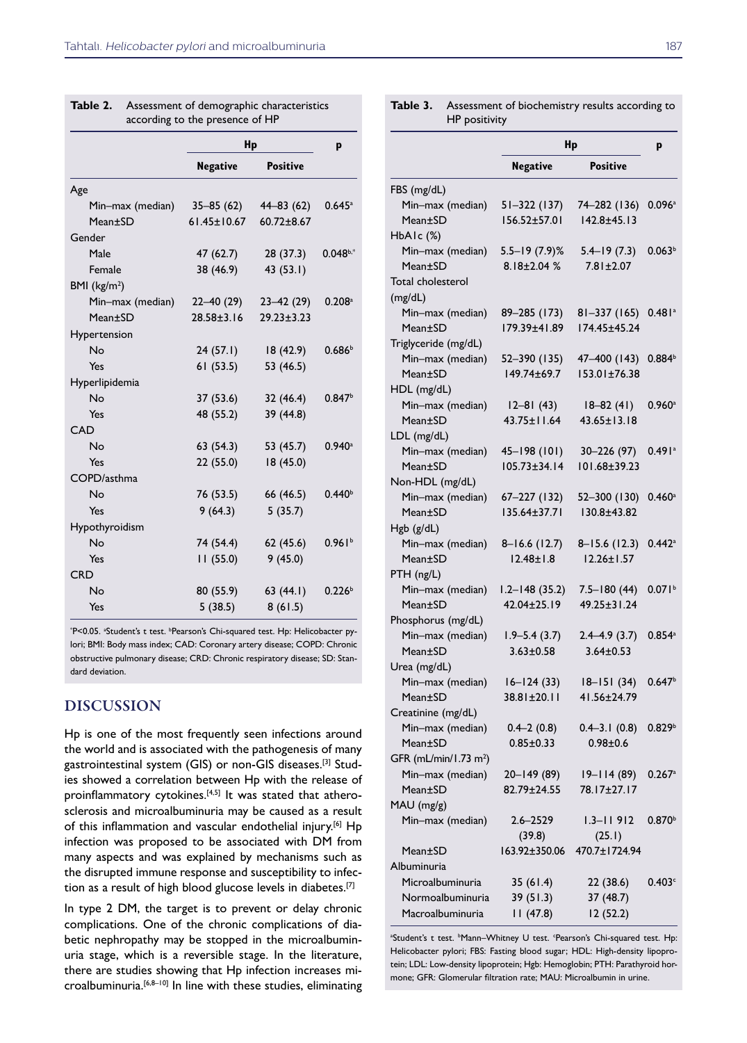**Table 2.** Assessment of demographic characteristics according to the presence of HP

| | Hp | | p |
|---|---|---|---|
| | Negative | Positive | |
| Age | | | |
| Min–max (median) | 35–85 (62) | 44–83 (62) | 0.645[a] |
| Mean±SD | 61.45±10.67 | 60.72±8.67 | |
| Gender | | | |
| Male | 47 (62.7) | 28 (37.3) | 0.048[b,*] |
| Female | 38 (46.9) | 43 (53.1) | |
| BMI (kg/m$^2$) | | | |
| Min–max (median) | 22–40 (29) | 23–42 (29) | 0.208[a] |
| Mean±SD | 28.58±3.16 | 29.23±3.23 | |
| Hypertension | | | |
| No | 24 (57.1) | 18 (42.9) | 0.686[b] |
| Yes | 61 (53.5) | 53 (46.5) | |
| Hyperlipidemia | | | |
| No | 37 (53.6) | 32 (46.4) | 0.847[b] |
| Yes | 48 (55.2) | 39 (44.8) | |
| CAD | | | |
| No | 63 (54.3) | 53 (45.7) | 0.940[a] |
| Yes | 22 (55.0) | 18 (45.0) | |
| COPD/asthma | | | |
| No | 76 (53.5) | 66 (46.5) | 0.440[b] |
| Yes | 9 (64.3) | 5 (35.7) | |
| Hypothyroidism | | | |
| No | 74 (54.4) | 62 (45.6) | 0.961[b] |
| Yes | 11 (55.0) | 9 (45.0) | |
| CRD | | | |
| No | 80 (55.9) | 63 (44.1) | 0.226[b] |
| Yes | 5 (38.5) | 8 (61.5) | |

*P<0.05. [a]Student's t test. [b]Pearson's Chi-squared test. Hp: Helicobacter pylori; BMI: Body mass index; CAD: Coronary artery disease; COPD: Chronic obstructive pulmonary disease; CRD: Chronic respiratory disease; SD: Standard deviation.

## DISCUSSION

Hp is one of the most frequently seen infections around the world and is associated with the pathogenesis of many gastrointestinal system (GIS) or non-GIS diseases.[3] Studies showed a correlation between Hp with the release of proinflammatory cytokines.[4,5] It was stated that atherosclerosis and microalbuminuria may be caused as a result of this inflammation and vascular endothelial injury.[6] Hp infection was proposed to be associated with DM from many aspects and was explained by mechanisms such as the disrupted immune response and susceptibility to infection as a result of high blood glucose levels in diabetes.[7]

In type 2 DM, the target is to prevent or delay chronic complications. One of the chronic complications of diabetic nephropathy may be stopped in the microalbuminuria stage, which is a reversible stage. In the literature, there are studies showing that Hp infection increases microalbuminuria.[6,8–10] In line with these studies, eliminating

**Table 3.** Assessment of biochemistry results according to HP positivity

| | Hp | | p |
|---|---|---|---|
| | Negative | Positive | |
| FBS (mg/dL) | | | |
| Min–max (median) | 51–322 (137) | 74–282 (136) | 0.096[a] |
| Mean±SD | 156.52±57.01 | 142.8±45.13 | |
| HbA1c (%) | | | |
| Min–max (median) | 5.5–19 (7.9)% | 5.4–19 (7.3) | 0.063[b] |
| Mean±SD | 8.18±2.04 % | 7.81±2.07 | |
| Total cholesterol (mg/dL) | | | |
| Min–max (median) | 89–285 (173) | 81–337 (165) | 0.481[a] |
| Mean±SD | 179.39±41.89 | 174.45±45.24 | |
| Triglyceride (mg/dL) | | | |
| Min–max (median) | 52–390 (135) | 47–400 (143) | 0.884[b] |
| Mean±SD | 149.74±69.7 | 153.01±76.38 | |
| HDL (mg/dL) | | | |
| Min–max (median) | 12–81 (43) | 18–82 (41) | 0.960[a] |
| Mean±SD | 43.75±11.64 | 43.65±13.18 | |
| LDL (mg/dL) | | | |
| Min–max (median) | 45–198 (101) | 30–226 (97) | 0.491[a] |
| Mean±SD | 105.73±34.14 | 101.68±39.23 | |
| Non-HDL (mg/dL) | | | |
| Min–max (median) | 67–227 (132) | 52–300 (130) | 0.460[a] |
| Mean±SD | 135.64±37.71 | 130.8±43.82 | |
| Hgb (g/dL) | | | |
| Min–max (median) | 8–16.6 (12.7) | 8–15.6 (12.3) | 0.442[a] |
| Mean±SD | 12.48±1.8 | 12.26±1.57 | |
| PTH (ng/L) | | | |
| Min–max (median) | 1.2–148 (35.2) | 7.5–180 (44) | 0.071[b] |
| Mean±SD | 42.04±25.19 | 49.25±31.24 | |
| Phosphorus (mg/dL) | | | |
| Min–max (median) | 1.9–5.4 (3.7) | 2.4–4.9 (3.7) | 0.854[a] |
| Mean±SD | 3.63±0.58 | 3.64±0.53 | |
| Urea (mg/dL) | | | |
| Min–max (median) | 16–124 (33) | 18–151 (34) | 0.647[b] |
| Mean±SD | 38.81±20.11 | 41.56±24.79 | |
| Creatinine (mg/dL) | | | |
| Min–max (median) | 0.4–2 (0.8) | 0.4–3.1 (0.8) | 0.829[b] |
| Mean±SD | 0.85±0.33 | 0.98±0.6 | |
| GFR (mL/min/1.73 m$^2$) | | | |
| Min–max (median) | 20–149 (89) | 19–114 (89) | 0.267[a] |
| Mean±SD | 82.79±24.55 | 78.17±27.17 | |
| MAU (mg/g) | | | |
| Min–max (median) | 2.6–2529 (39.8) | 1.3–11 912 (25.1) | 0.870[b] |
| Mean±SD | 163.92±350.06 | 470.7±1724.94 | |
| Albuminuria | | | |
| Microalbuminuria | 35 (61.4) | 22 (38.6) | 0.403[c] |
| Normoalbuminuria | 39 (51.3) | 37 (48.7) | |
| Macroalbuminuria | 11 (47.8) | 12 (52.2) | |

[a]Student's t test. [b]Mann–Whitney U test. [c]Pearson's Chi-squared test. Hp: Helicobacter pylori; FBS: Fasting blood sugar; HDL: High-density lipoprotein; LDL: Low-density lipoprotein; Hgb: Hemoglobin; PTH: Parathyroid hormone; GFR: Glomerular filtration rate; MAU: Microalbumin in urine.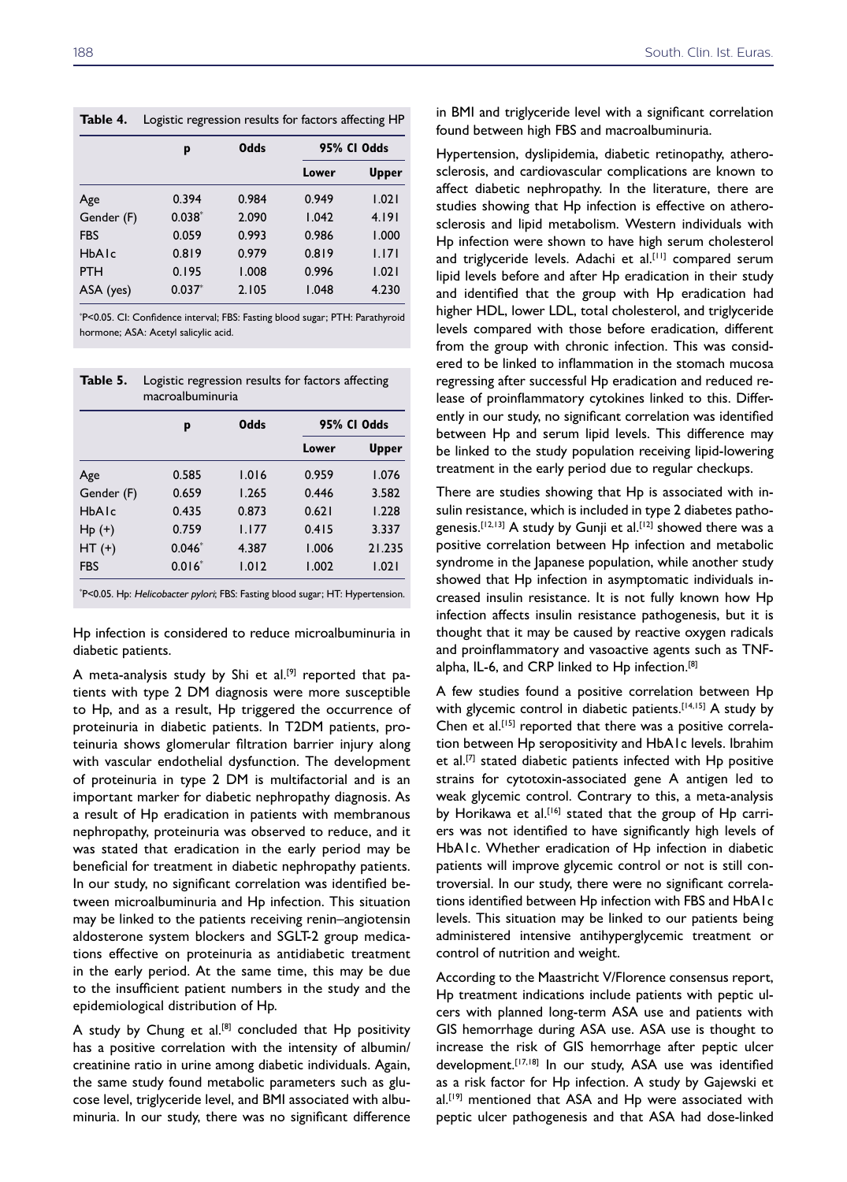**Table 4.** Logistic regression results for factors affecting HP

| | p | Odds | 95% CI Odds | |
|---|---|---|---|---|
| | | | Lower | Upper |
| Age | 0.394 | 0.984 | 0.949 | 1.021 |
| Gender (F) | 0.038* | 2.090 | 1.042 | 4.191 |
| FBS | 0.059 | 0.993 | 0.986 | 1.000 |
| HbA1c | 0.819 | 0.979 | 0.819 | 1.171 |
| PTH | 0.195 | 1.008 | 0.996 | 1.021 |
| ASA (yes) | 0.037* | 2.105 | 1.048 | 4.230 |

*P<0.05. CI: Confidence interval; FBS: Fasting blood sugar; PTH: Parathyroid hormone; ASA: Acetyl salicylic acid.

**Table 5.** Logistic regression results for factors affecting macroalbuminuria

| | p | Odds | 95% CI Odds | |
|---|---|---|---|---|
| | | | Lower | Upper |
| Age | 0.585 | 1.016 | 0.959 | 1.076 |
| Gender (F) | 0.659 | 1.265 | 0.446 | 3.582 |
| HbA1c | 0.435 | 0.873 | 0.621 | 1.228 |
| Hp (+) | 0.759 | 1.177 | 0.415 | 3.337 |
| HT (+) | 0.046* | 4.387 | 1.006 | 21.235 |
| FBS | 0.016* | 1.012 | 1.002 | 1.021 |

*P<0.05. Hp: *Helicobacter pylori*; FBS: Fasting blood sugar; HT: Hypertension.

Hp infection is considered to reduce microalbuminuria in diabetic patients.

A meta-analysis study by Shi et al.[9] reported that patients with type 2 DM diagnosis were more susceptible to Hp, and as a result, Hp triggered the occurrence of proteinuria in diabetic patients. In T2DM patients, proteinuria shows glomerular filtration barrier injury along with vascular endothelial dysfunction. The development of proteinuria in type 2 DM is multifactorial and is an important marker for diabetic nephropathy diagnosis. As a result of Hp eradication in patients with membranous nephropathy, proteinuria was observed to reduce, and it was stated that eradication in the early period may be beneficial for treatment in diabetic nephropathy patients. In our study, no significant correlation was identified between microalbuminuria and Hp infection. This situation may be linked to the patients receiving renin–angiotensin aldosterone system blockers and SGLT-2 group medications effective on proteinuria as antidiabetic treatment in the early period. At the same time, this may be due to the insufficient patient numbers in the study and the epidemiological distribution of Hp.

A study by Chung et al.[8] concluded that Hp positivity has a positive correlation with the intensity of albumin/creatinine ratio in urine among diabetic individuals. Again, the same study found metabolic parameters such as glucose level, triglyceride level, and BMI associated with albuminuria. In our study, there was no significant difference in BMI and triglyceride level with a significant correlation found between high FBS and macroalbuminuria.

Hypertension, dyslipidemia, diabetic retinopathy, atherosclerosis, and cardiovascular complications are known to affect diabetic nephropathy. In the literature, there are studies showing that Hp infection is effective on atherosclerosis and lipid metabolism. Western individuals with Hp infection were shown to have high serum cholesterol and triglyceride levels. Adachi et al.[11] compared serum lipid levels before and after Hp eradication in their study and identified that the group with Hp eradication had higher HDL, lower LDL, total cholesterol, and triglyceride levels compared with those before eradication, different from the group with chronic infection. This was considered to be linked to inflammation in the stomach mucosa regressing after successful Hp eradication and reduced release of proinflammatory cytokines linked to this. Differently in our study, no significant correlation was identified between Hp and serum lipid levels. This difference may be linked to the study population receiving lipid-lowering treatment in the early period due to regular checkups.

There are studies showing that Hp is associated with insulin resistance, which is included in type 2 diabetes pathogenesis.[12,13] A study by Gunji et al.[12] showed there was a positive correlation between Hp infection and metabolic syndrome in the Japanese population, while another study showed that Hp infection in asymptomatic individuals increased insulin resistance. It is not fully known how Hp infection affects insulin resistance pathogenesis, but it is thought that it may be caused by reactive oxygen radicals and proinflammatory and vasoactive agents such as TNF-alpha, IL-6, and CRP linked to Hp infection.[8]

A few studies found a positive correlation between Hp with glycemic control in diabetic patients.[14,15] A study by Chen et al.[15] reported that there was a positive correlation between Hp seropositivity and HbA1c levels. Ibrahim et al.[7] stated diabetic patients infected with Hp positive strains for cytotoxin-associated gene A antigen led to weak glycemic control. Contrary to this, a meta-analysis by Horikawa et al.[16] stated that the group of Hp carriers was not identified to have significantly high levels of HbA1c. Whether eradication of Hp infection in diabetic patients will improve glycemic control or not is still controversial. In our study, there were no significant correlations identified between Hp infection with FBS and HbA1c levels. This situation may be linked to our patients being administered intensive antihyperglycemic treatment or control of nutrition and weight.

According to the Maastricht V/Florence consensus report, Hp treatment indications include patients with peptic ulcers with planned long-term ASA use and patients with GIS hemorrhage during ASA use. ASA use is thought to increase the risk of GIS hemorrhage after peptic ulcer development.[17,18] In our study, ASA use was identified as a risk factor for Hp infection. A study by Gajewski et al.[19] mentioned that ASA and Hp were associated with peptic ulcer pathogenesis and that ASA had dose-linked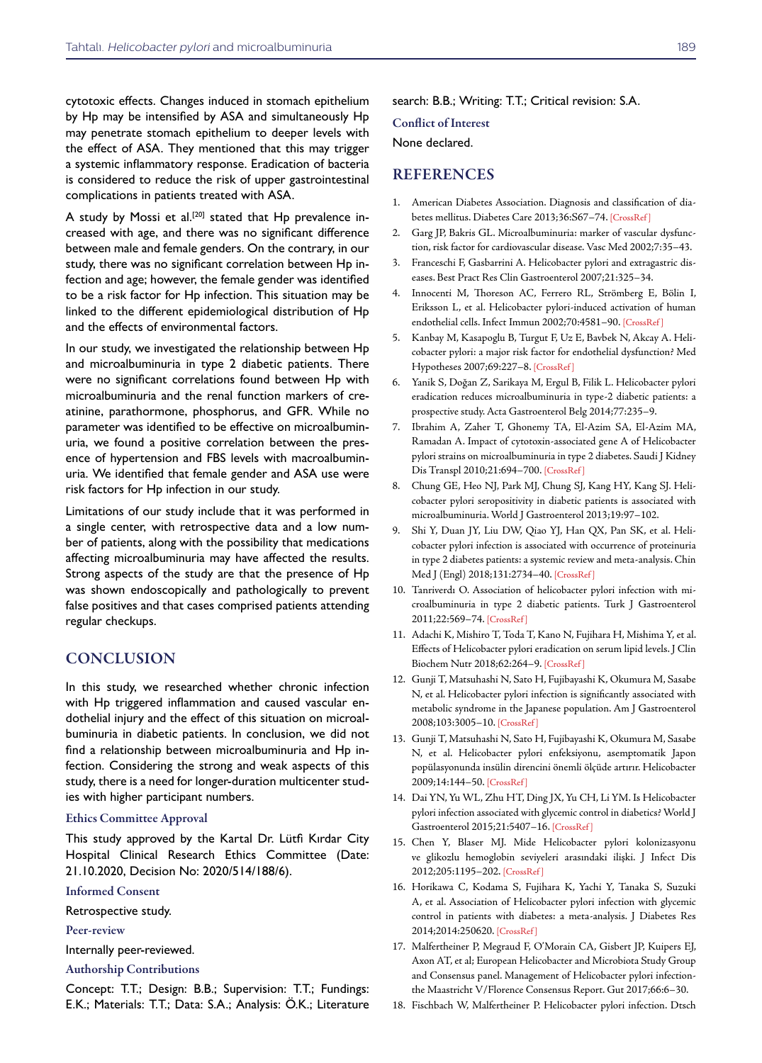cytotoxic effects. Changes induced in stomach epithelium by Hp may be intensified by ASA and simultaneously Hp may penetrate stomach epithelium to deeper levels with the effect of ASA. They mentioned that this may trigger a systemic inflammatory response. Eradication of bacteria is considered to reduce the risk of upper gastrointestinal complications in patients treated with ASA.

A study by Mossi et al.[20] stated that Hp prevalence increased with age, and there was no significant difference between male and female genders. On the contrary, in our study, there was no significant correlation between Hp infection and age; however, the female gender was identified to be a risk factor for Hp infection. This situation may be linked to the different epidemiological distribution of Hp and the effects of environmental factors.

In our study, we investigated the relationship between Hp and microalbuminuria in type 2 diabetic patients. There were no significant correlations found between Hp with microalbuminuria and the renal function markers of creatinine, parathormone, phosphorus, and GFR. While no parameter was identified to be effective on microalbuminuria, we found a positive correlation between the presence of hypertension and FBS levels with macroalbuminuria. We identified that female gender and ASA use were risk factors for Hp infection in our study.

Limitations of our study include that it was performed in a single center, with retrospective data and a low number of patients, along with the possibility that medications affecting microalbuminuria may have affected the results. Strong aspects of the study are that the presence of Hp was shown endoscopically and pathologically to prevent false positives and that cases comprised patients attending regular checkups.

## CONCLUSION

In this study, we researched whether chronic infection with Hp triggered inflammation and caused vascular endothelial injury and the effect of this situation on microalbuminuria in diabetic patients. In conclusion, we did not find a relationship between microalbuminuria and Hp infection. Considering the strong and weak aspects of this study, there is a need for longer-duration multicenter studies with higher participant numbers.

### Ethics Committee Approval

This study approved by the Kartal Dr. Lütfi Kırdar City Hospital Clinical Research Ethics Committee (Date: 21.10.2020, Decision No: 2020/514/188/6).

### Informed Consent

Retrospective study.

### Peer-review

Internally peer-reviewed.

### Authorship Contributions

Concept: T.T.; Design: B.B.; Supervision: T.T.; Fundings: E.K.; Materials: T.T.; Data: S.A.; Analysis: Ö.K.; Literature search: B.B.; Writing: T.T.; Critical revision: S.A.

### Conflict of Interest

None declared.

## REFERENCES

1. American Diabetes Association. Diagnosis and classification of diabetes mellitus. Diabetes Care 2013;36:S67–74. [CrossRef]
2. Garg JP, Bakris GL. Microalbuminuria: marker of vascular dysfunction, risk factor for cardiovascular disease. Vasc Med 2002;7:35–43.
3. Franceschi F, Gasbarrini A. Helicobacter pylori and extragastric diseases. Best Pract Res Clin Gastroenterol 2007;21:325–34.
4. Innocenti M, Thoreson AC, Ferrero RL, Strömberg E, Bölin I, Eriksson L, et al. Helicobacter pylori-induced activation of human endothelial cells. Infect Immun 2002;70:4581–90. [CrossRef]
5. Kanbay M, Kasapoglu B, Turgut F, Uz E, Bavbek N, Akcay A. Helicobacter pylori: a major risk factor for endothelial dysfunction? Med Hypotheses 2007;69:227–8. [CrossRef]
6. Yanik S, Doğan Z, Sarikaya M, Ergul B, Filik L. Helicobacter pylori eradication reduces microalbuminuria in type-2 diabetic patients: a prospective study. Acta Gastroenterol Belg 2014;77:235–9.
7. Ibrahim A, Zaher T, Ghonemy TA, El-Azim SA, El-Azim MA, Ramadan A. Impact of cytotoxin-associated gene A of Helicobacter pylori strains on microalbuminuria in type 2 diabetes. Saudi J Kidney Dis Transpl 2010;21:694–700. [CrossRef]
8. Chung GE, Heo NJ, Park MJ, Chung SJ, Kang HY, Kang SJ. Helicobacter pylori seropositivity in diabetic patients is associated with microalbuminuria. World J Gastroenterol 2013;19:97–102.
9. Shi Y, Duan JY, Liu DW, Qiao YJ, Han QX, Pan SK, et al. Helicobacter pylori infection is associated with occurrence of proteinuria in type 2 diabetes patients: a systemic review and meta-analysis. Chin Med J (Engl) 2018;131:2734–40. [CrossRef]
10. Tanriverdı O. Association of helicobacter pylori infection with microalbuminuria in type 2 diabetic patients. Turk J Gastroenterol 2011;22:569–74. [CrossRef]
11. Adachi K, Mishiro T, Toda T, Kano N, Fujihara H, Mishima Y, et al. Effects of Helicobacter pylori eradication on serum lipid levels. J Clin Biochem Nutr 2018;62:264–9. [CrossRef]
12. Gunji T, Matsuhashi N, Sato H, Fujibayashi K, Okumura M, Sasabe N, et al. Helicobacter pylori infection is significantly associated with metabolic syndrome in the Japanese population. Am J Gastroenterol 2008;103:3005–10. [CrossRef]
13. Gunji T, Matsuhashi N, Sato H, Fujibayashi K, Okumura M, Sasabe N, et al. Helicobacter pylori enfeksiyonu, asemptomatik Japon popülasyonunda insülin direncini önemli ölçüde artırır. Helicobacter 2009;14:144–50. [CrossRef]
14. Dai YN, Yu WL, Zhu HT, Ding JX, Yu CH, Li YM. Is Helicobacter pylori infection associated with glycemic control in diabetics? World J Gastroenterol 2015;21:5407–16. [CrossRef]
15. Chen Y, Blaser MJ. Mide Helicobacter pylori kolonizasyonu ve glikozlu hemoglobin seviyeleri arasındaki ilişki. J Infect Dis 2012;205:1195–202. [CrossRef]
16. Horikawa C, Kodama S, Fujihara K, Yachi Y, Tanaka S, Suzuki A, et al. Association of Helicobacter pylori infection with glycemic control in patients with diabetes: a meta-analysis. J Diabetes Res 2014;2014:250620. [CrossRef]
17. Malfertheiner P, Megraud F, O'Morain CA, Gisbert JP, Kuipers EJ, Axon AT, et al; European Helicobacter and Microbiota Study Group and Consensus panel. Management of Helicobacter pylori infection-the Maastricht V/Florence Consensus Report. Gut 2017;66:6–30.
18. Fischbach W, Malfertheiner P. Helicobacter pylori infection. Dtsch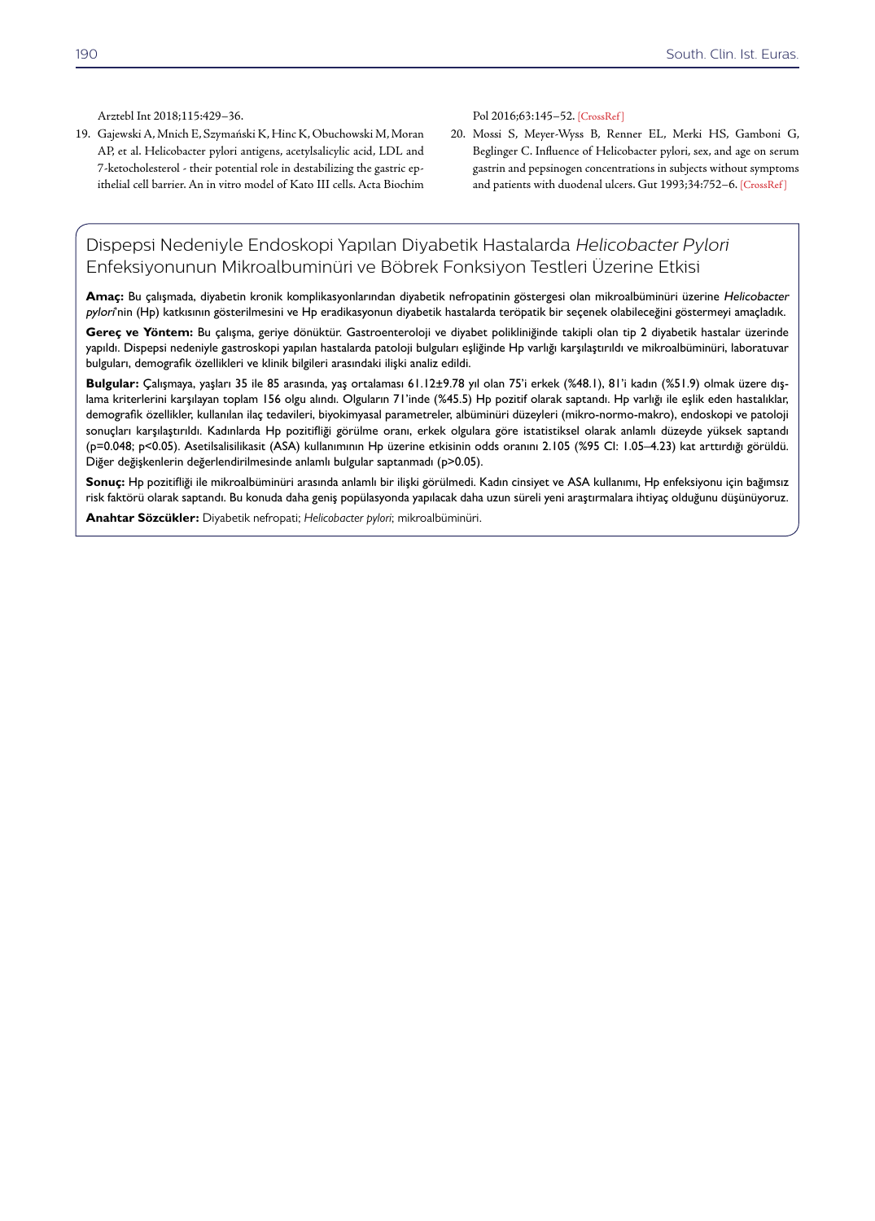Arztebl Int 2018;115:429–36.

19. Gajewski A, Mnich E, Szymański K, Hinc K, Obuchowski M, Moran AP, et al. Helicobacter pylori antigens, acetylsalicylic acid, LDL and 7-ketocholesterol - their potential role in destabilizing the gastric epithelial cell barrier. An in vitro model of Kato III cells. Acta Biochim Pol 2016;63:145–52. [CrossRef]
20. Mossi S, Meyer-Wyss B, Renner EL, Merki HS, Gamboni G, Beglinger C. Influence of Helicobacter pylori, sex, and age on serum gastrin and pepsinogen concentrations in subjects without symptoms and patients with duodenal ulcers. Gut 1993;34:752–6. [CrossRef]

## Dispepsi Nedeniyle Endoskopi Yapılan Diyabetik Hastalarda *Helicobacter Pylori* Enfeksiyonunun Mikroalbuminüri ve Böbrek Fonksiyon Testleri Üzerine Etkisi

**Amaç:** Bu çalışmada, diyabetin kronik komplikasyonlarından diyabetik nefropatinin göstergesi olan mikroalbüminüri üzerine *Helicobacter pylori*'nin (Hp) katkısının gösterilmesini ve Hp eradikasyonun diyabetik hastalarda teröpatik bir seçenek olabileceğini göstermeyi amaçladık.

**Gereç ve Yöntem:** Bu çalışma, geriye dönüktür. Gastroenteroloji ve diyabet polikliniğinde takipli olan tip 2 diyabetik hastalar üzerinde yapıldı. Dispepsi nedeniyle gastroskopi yapılan hastalarda patoloji bulguları eşliğinde Hp varlığı karşılaştırıldı ve mikroalbüminüri, laboratuvar bulguları, demografik özellikleri ve klinik bilgileri arasındaki ilişki analiz edildi.

**Bulgular:** Çalışmaya, yaşları 35 ile 85 arasında, yaş ortalaması 61.12±9.78 yıl olan 75'i erkek (%48.1), 81'i kadın (%51.9) olmak üzere dışlama kriterlerini karşılayan toplam 156 olgu alındı. Olguların 71'inde (%45.5) Hp pozitif olarak saptandı. Hp varlığı ile eşlik eden hastalıklar, demografik özellikler, kullanılan ilaç tedavileri, biyokimyasal parametreler, albüminüri düzeyleri (mikro-normo-makro), endoskopi ve patoloji sonuçları karşılaştırıldı. Kadınlarda Hp pozitifliği görülme oranı, erkek olgulara göre istatistiksel olarak anlamlı düzeyde yüksek saptandı ($p=0.048$; $p<0.05$). Asetilsalisilikasit (ASA) kullanımının Hp üzerine etkisinin odds oranını 2.105 (%95 CI: 1.05–4.23) kat arttırdığı görüldü. Diğer değişkenlerin değerlendirilmesinde anlamlı bulgular saptanmadı ($p>0.05$).

**Sonuç:** Hp pozitifliği ile mikroalbüminüri arasında anlamlı bir ilişki görülmedi. Kadın cinsiyet ve ASA kullanımı, Hp enfeksiyonu için bağımsız risk faktörü olarak saptandı. Bu konuda daha geniş popülasyonda yapılacak daha uzun süreli yeni araştırmalara ihtiyaç olduğunu düşünüyoruz.

**Anahtar Sözcükler:** Diyabetik nefropati; *Helicobacter pylori*; mikroalbüminüri.